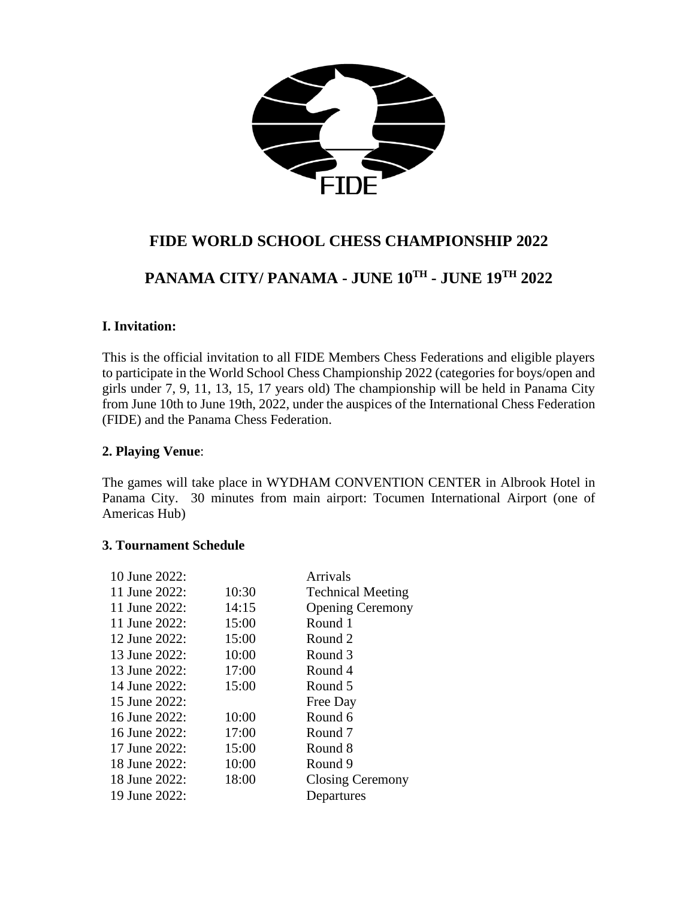# FIDE WORLD SCHOOL CHESS CHAMPIONSHIP 2022

## PANAMA CITY/ PANAMA - JUNE 10TH - JUNE 19TH 2022

### I. Invitation:

This is the official invitation to all FIDE Members Chess Federations and eligible players to participate in the World School Chess Championship 2022 (categories for boys/open and girls under 7, 9, 11, 13, 15, 17 years old) The championship will be held in Panama City from June 10th to June 19th, 2022, under the auspices of the International Chess Federation (FIDE) and the Panama Chess Federation.

### 2. Playing Venue:

The games will take place in WYDHAM CONVENTION CENTER in Albrook Hotel in Panama City. 30 minutes from main airport: Tocumen International Airport (one of Americas Hub)

### 3. Tournament Schedule

| Date | Time | Event |
|---|---|---|
| 10 June 2022: | | Arrivals |
| 11 June 2022: | 10:30 | Technical Meeting |
| 11 June 2022: | 14:15 | Opening Ceremony |
| 11 June 2022: | 15:00 | Round 1 |
| 12 June 2022: | 15:00 | Round 2 |
| 13 June 2022: | 10:00 | Round 3 |
| 13 June 2022: | 17:00 | Round 4 |
| 14 June 2022: | 15:00 | Round 5 |
| 15 June 2022: | | Free Day |
| 16 June 2022: | 10:00 | Round 6 |
| 16 June 2022: | 17:00 | Round 7 |
| 17 June 2022: | 15:00 | Round 8 |
| 18 June 2022: | 10:00 | Round 9 |
| 18 June 2022: | 18:00 | Closing Ceremony |
| 19 June 2022: | | Departures |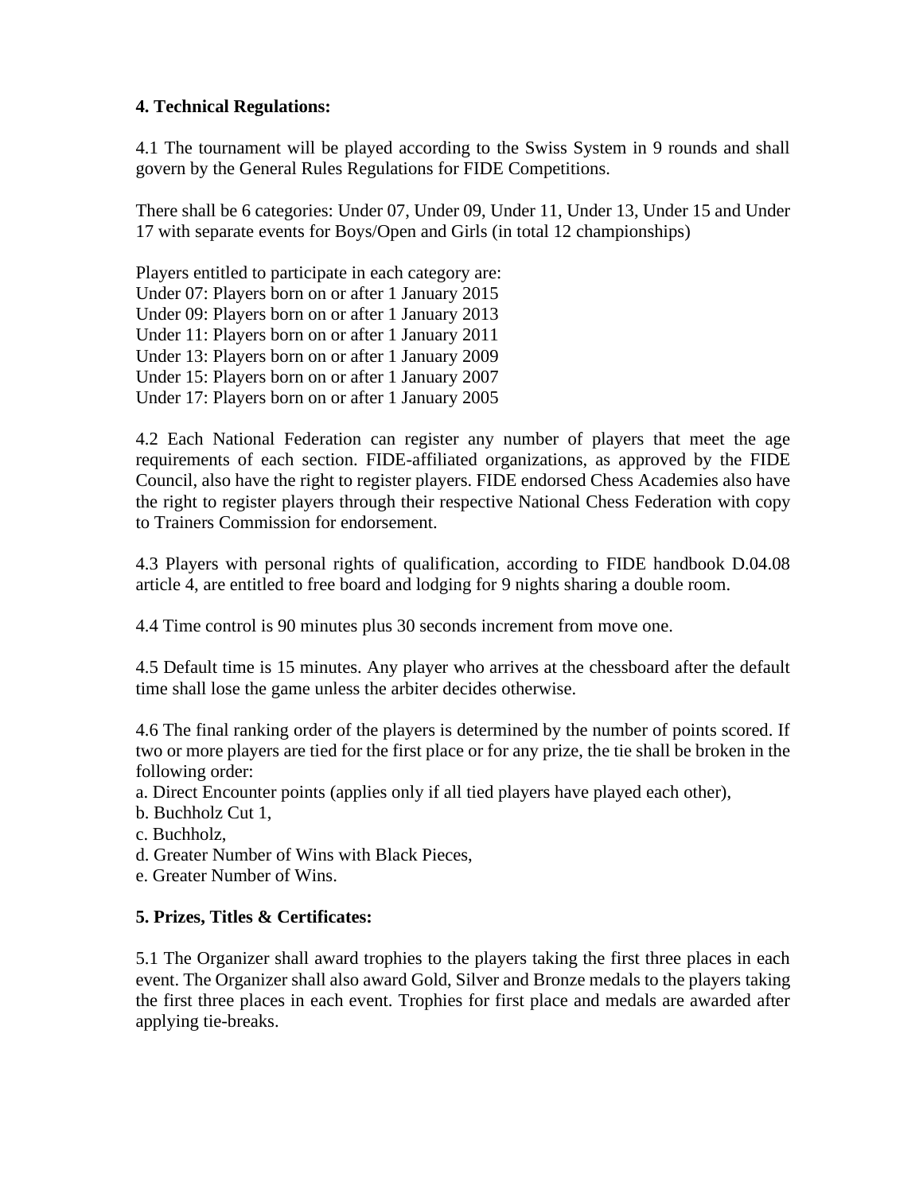**4. Technical Regulations:**

4.1 The tournament will be played according to the Swiss System in 9 rounds and shall govern by the General Rules Regulations for FIDE Competitions.

There shall be 6 categories: Under 07, Under 09, Under 11, Under 13, Under 15 and Under 17 with separate events for Boys/Open and Girls (in total 12 championships)

Players entitled to participate in each category are:
Under 07: Players born on or after 1 January 2015
Under 09: Players born on or after 1 January 2013
Under 11: Players born on or after 1 January 2011
Under 13: Players born on or after 1 January 2009
Under 15: Players born on or after 1 January 2007
Under 17: Players born on or after 1 January 2005

4.2 Each National Federation can register any number of players that meet the age requirements of each section. FIDE-affiliated organizations, as approved by the FIDE Council, also have the right to register players. FIDE endorsed Chess Academies also have the right to register players through their respective National Chess Federation with copy to Trainers Commission for endorsement.

4.3 Players with personal rights of qualification, according to FIDE handbook D.04.08 article 4, are entitled to free board and lodging for 9 nights sharing a double room.

4.4 Time control is 90 minutes plus 30 seconds increment from move one.

4.5 Default time is 15 minutes. Any player who arrives at the chessboard after the default time shall lose the game unless the arbiter decides otherwise.

4.6 The final ranking order of the players is determined by the number of points scored. If two or more players are tied for the first place or for any prize, the tie shall be broken in the following order:

a. Direct Encounter points (applies only if all tied players have played each other),
b. Buchholz Cut 1,
c. Buchholz,
d. Greater Number of Wins with Black Pieces,
e. Greater Number of Wins.

**5. Prizes, Titles & Certificates:**

5.1 The Organizer shall award trophies to the players taking the first three places in each event. The Organizer shall also award Gold, Silver and Bronze medals to the players taking the first three places in each event. Trophies for first place and medals are awarded after applying tie-breaks.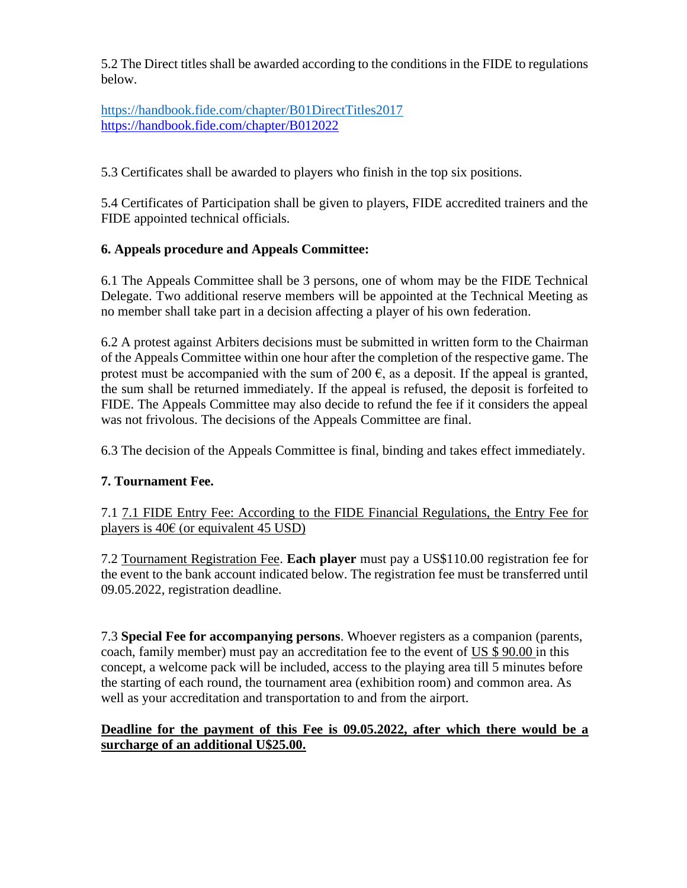5.2 The Direct titles shall be awarded according to the conditions in the FIDE to regulations below.

https://handbook.fide.com/chapter/B01DirectTitles2017
https://handbook.fide.com/chapter/B012022

5.3 Certificates shall be awarded to players who finish in the top six positions.

5.4 Certificates of Participation shall be given to players, FIDE accredited trainers and the FIDE appointed technical officials.

**6. Appeals procedure and Appeals Committee:**

6.1 The Appeals Committee shall be 3 persons, one of whom may be the FIDE Technical Delegate. Two additional reserve members will be appointed at the Technical Meeting as no member shall take part in a decision affecting a player of his own federation.

6.2 A protest against Arbiters decisions must be submitted in written form to the Chairman of the Appeals Committee within one hour after the completion of the respective game. The protest must be accompanied with the sum of 200 €, as a deposit. If the appeal is granted, the sum shall be returned immediately. If the appeal is refused, the deposit is forfeited to FIDE. The Appeals Committee may also decide to refund the fee if it considers the appeal was not frivolous. The decisions of the Appeals Committee are final.

6.3 The decision of the Appeals Committee is final, binding and takes effect immediately.

**7. Tournament Fee.**

7.1 7.1 FIDE Entry Fee: According to the FIDE Financial Regulations, the Entry Fee for players is 40€ (or equivalent 45 USD)

7.2 Tournament Registration Fee. **Each player** must pay a US$110.00 registration fee for the event to the bank account indicated below. The registration fee must be transferred until 09.05.2022, registration deadline.

7.3 **Special Fee for accompanying persons**. Whoever registers as a companion (parents, coach, family member) must pay an accreditation fee to the event of US $ 90.00 in this concept, a welcome pack will be included, access to the playing area till 5 minutes before the starting of each round, the tournament area (exhibition room) and common area. As well as your accreditation and transportation to and from the airport.

**Deadline for the payment of this Fee is 09.05.2022, after which there would be a surcharge of an additional U$25.00.**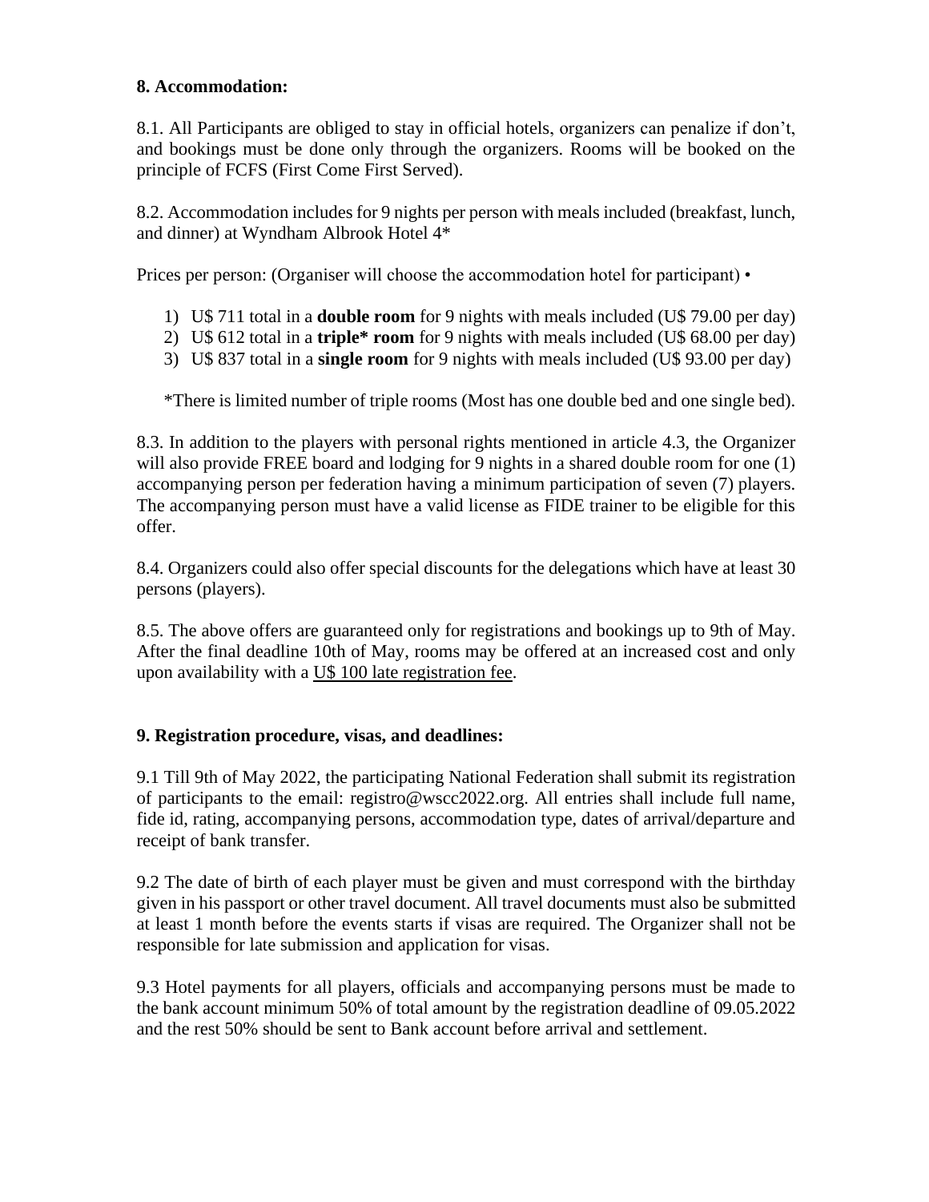### 8. Accommodation:

8.1. All Participants are obliged to stay in official hotels, organizers can penalize if don't, and bookings must be done only through the organizers. Rooms will be booked on the principle of FCFS (First Come First Served).

8.2. Accommodation includes for 9 nights per person with meals included (breakfast, lunch, and dinner) at Wyndham Albrook Hotel 4*

Prices per person: (Organiser will choose the accommodation hotel for participant) •

1) U$ 711 total in a **double room** for 9 nights with meals included (U$ 79.00 per day)
2) U$ 612 total in a **triple* room** for 9 nights with meals included (U$ 68.00 per day)
3) U$ 837 total in a **single room** for 9 nights with meals included (U$ 93.00 per day)

*There is limited number of triple rooms (Most has one double bed and one single bed).

8.3. In addition to the players with personal rights mentioned in article 4.3, the Organizer will also provide FREE board and lodging for 9 nights in a shared double room for one (1) accompanying person per federation having a minimum participation of seven (7) players. The accompanying person must have a valid license as FIDE trainer to be eligible for this offer.

8.4. Organizers could also offer special discounts for the delegations which have at least 30 persons (players).

8.5. The above offers are guaranteed only for registrations and bookings up to 9th of May. After the final deadline 10th of May, rooms may be offered at an increased cost and only upon availability with a U$ 100 late registration fee.

### 9. Registration procedure, visas, and deadlines:

9.1 Till 9th of May 2022, the participating National Federation shall submit its registration of participants to the email: registro@wscc2022.org. All entries shall include full name, fide id, rating, accompanying persons, accommodation type, dates of arrival/departure and receipt of bank transfer.

9.2 The date of birth of each player must be given and must correspond with the birthday given in his passport or other travel document. All travel documents must also be submitted at least 1 month before the events starts if visas are required. The Organizer shall not be responsible for late submission and application for visas.

9.3 Hotel payments for all players, officials and accompanying persons must be made to the bank account minimum 50% of total amount by the registration deadline of 09.05.2022 and the rest 50% should be sent to Bank account before arrival and settlement.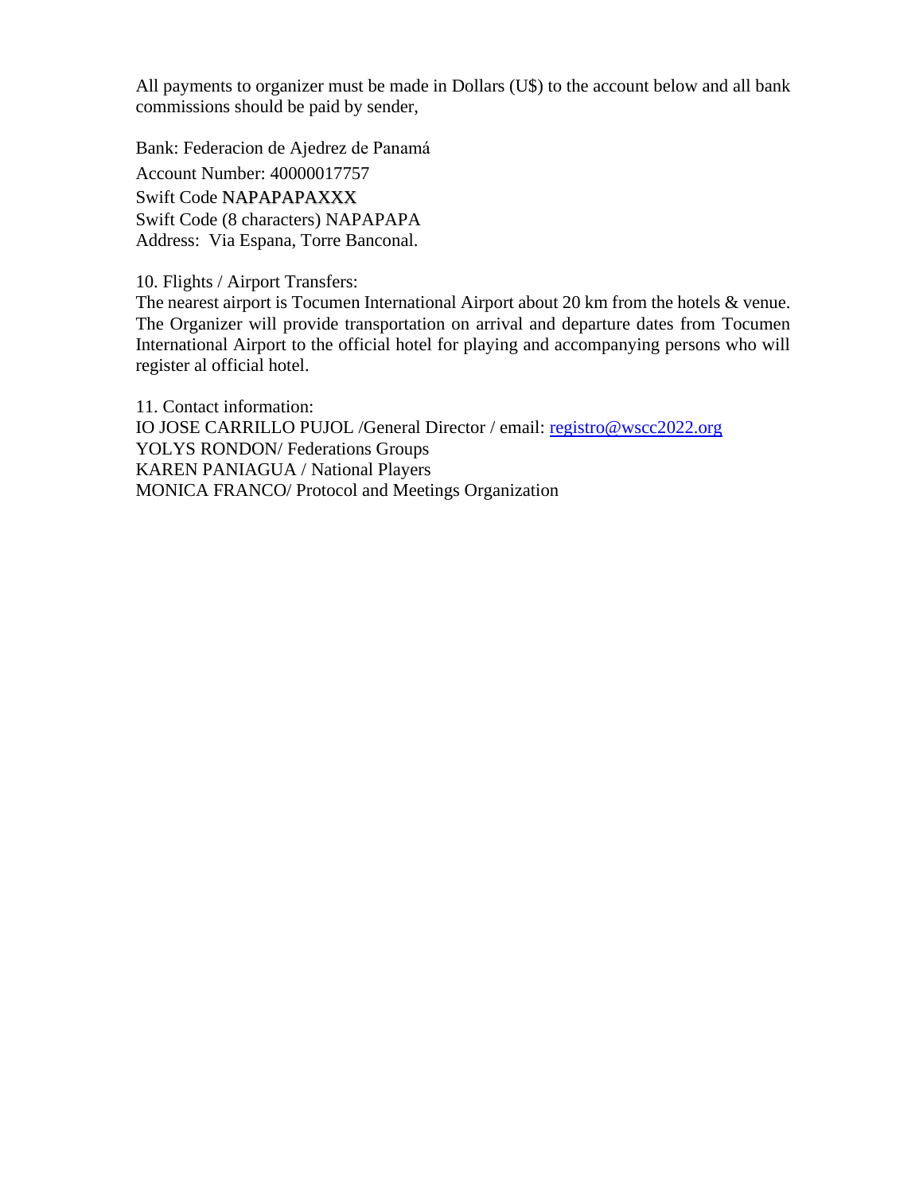All payments to organizer must be made in Dollars (U$) to the account below and all bank commissions should be paid by sender,

Bank: Federacion de Ajedrez de Panamá
Account Number: 40000017757
Swift Code NAPAPAPAXXX
Swift Code (8 characters) NAPAPAPA
Address: Via Espana, Torre Banconal.

10. Flights / Airport Transfers:
The nearest airport is Tocumen International Airport about 20 km from the hotels & venue. The Organizer will provide transportation on arrival and departure dates from Tocumen International Airport to the official hotel for playing and accompanying persons who will register al official hotel.

11. Contact information:
IO JOSE CARRILLO PUJOL /General Director / email: registro@wscc2022.org
YOLYS RONDON/ Federations Groups
KAREN PANIAGUA / National Players
MONICA FRANCO/ Protocol and Meetings Organization